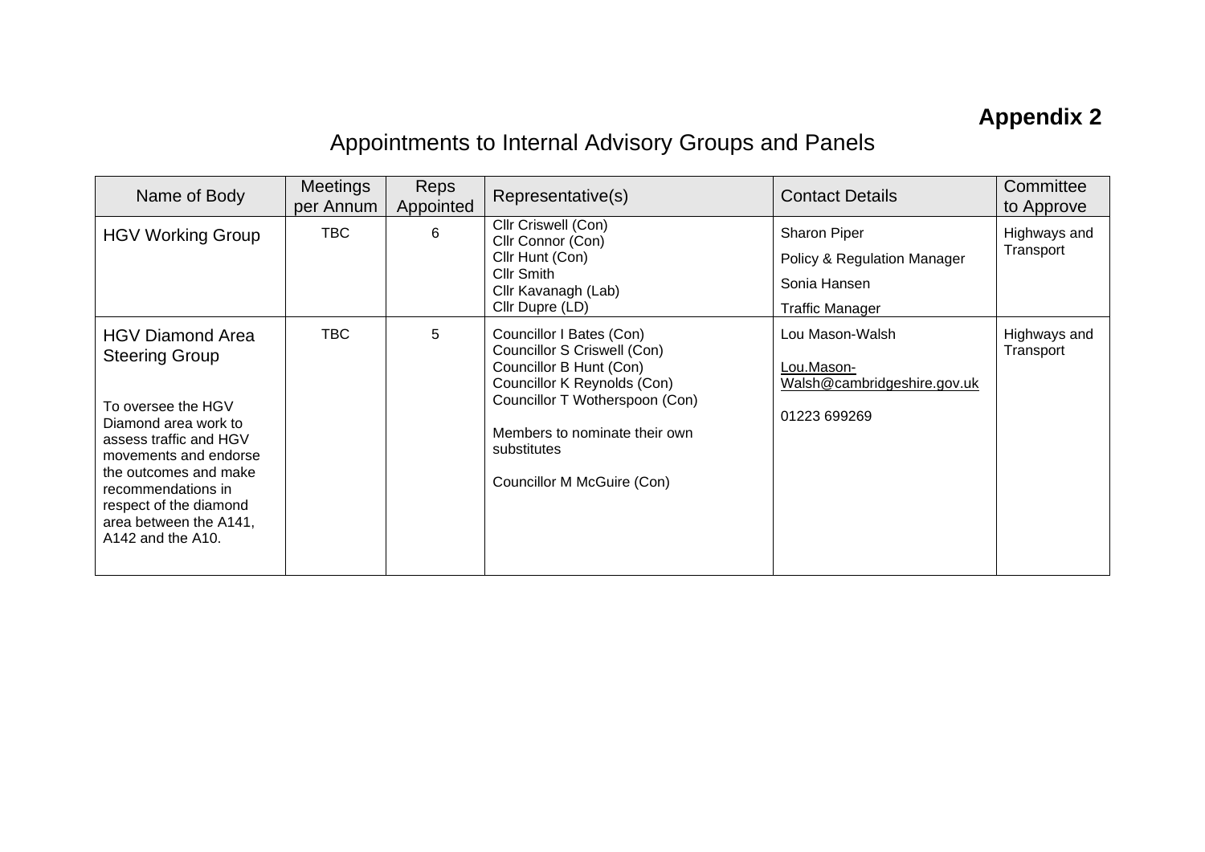# Appendix 2

## Appointments to Internal Advisory Groups and Panels

| Name of Body | Meetings per Annum | Reps Appointed | Representative(s) | Contact Details | Committee to Approve |
|---|---|---|---|---|---|
| HGV Working Group | TBC | 6 | Cllr Criswell (Con)<br>Cllr Connor (Con)<br>Cllr Hunt (Con)<br>Cllr Smith<br>Cllr Kavanagh (Lab)<br>Cllr Dupre (LD) | Sharon Piper<br>Policy & Regulation Manager<br>Sonia Hansen<br>Traffic Manager | Highways and Transport |
| HGV Diamond Area Steering Group<br><br>To oversee the HGV Diamond area work to assess traffic and HGV movements and endorse the outcomes and make recommendations in respect of the diamond area between the A141, A142 and the A10. | TBC | 5 | Councillor I Bates (Con)<br>Councillor S Criswell (Con)<br>Councillor B Hunt (Con)<br>Councillor K Reynolds (Con)<br>Councillor T Wotherspoon (Con)<br><br>Members to nominate their own substitutes<br><br>Councillor M McGuire (Con) | Lou Mason-Walsh<br><br>Lou.Mason-Walsh@cambridgeshire.gov.uk<br><br>01223 699269 | Highways and Transport |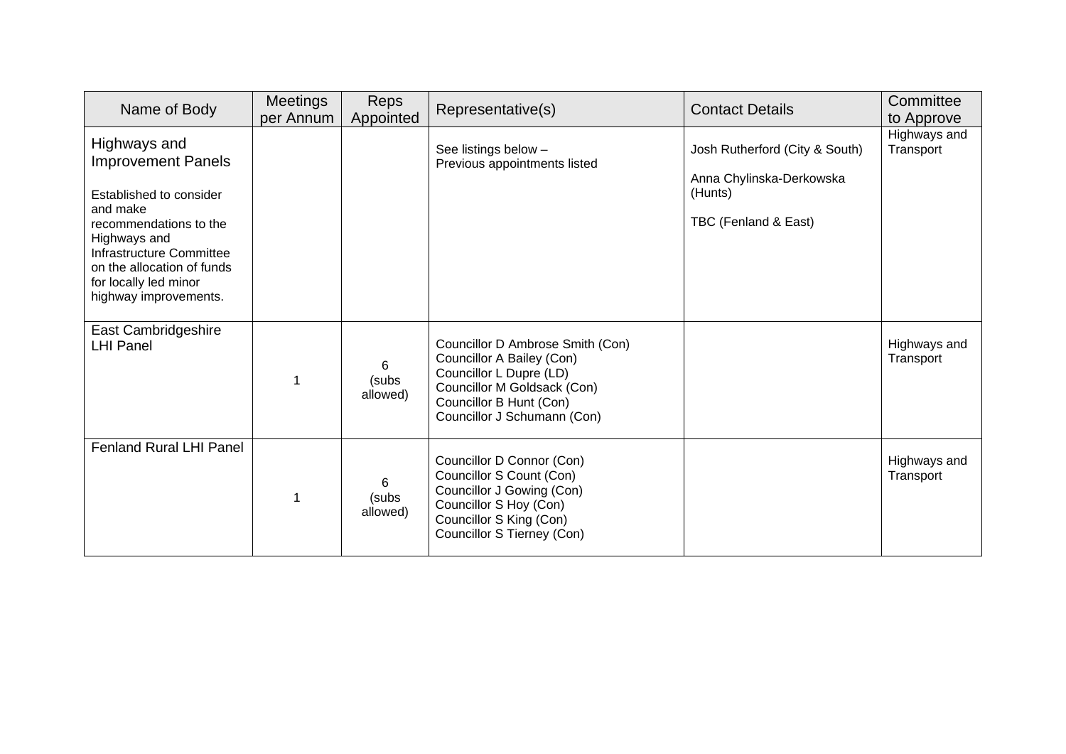| Name of Body | Meetings per Annum | Reps Appointed | Representative(s) | Contact Details | Committee to Approve |
|---|---|---|---|---|---|
| Highways and Improvement Panels<br><br>Established to consider and make recommendations to the Highways and Infrastructure Committee on the allocation of funds for locally led minor highway improvements. | | | See listings below – Previous appointments listed | Josh Rutherford (City & South)<br><br>Anna Chylinska-Derkowska (Hunts)<br><br>TBC (Fenland & East) | Highways and Transport |
| East Cambridgeshire LHI Panel | 1 | 6 (subs allowed) | Councillor D Ambrose Smith (Con)<br>Councillor A Bailey (Con)<br>Councillor L Dupre (LD)<br>Councillor M Goldsack (Con)<br>Councillor B Hunt (Con)<br>Councillor J Schumann (Con) | | Highways and Transport |
| Fenland Rural LHI Panel | 1 | 6 (subs allowed) | Councillor D Connor (Con)<br>Councillor S Count (Con)<br>Councillor J Gowing (Con)<br>Councillor S Hoy (Con)<br>Councillor S King (Con)<br>Councillor S Tierney (Con) | | Highways and Transport |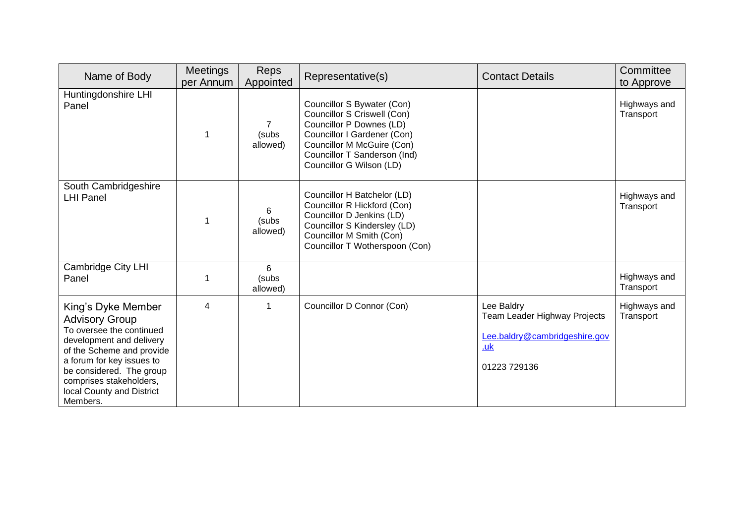| Name of Body | Meetings per Annum | Reps Appointed | Representative(s) | Contact Details | Committee to Approve |
|---|---|---|---|---|---|
| Huntingdonshire LHI Panel | 1 | 7 (subs allowed) | Councillor S Bywater (Con)<br>Councillor S Criswell (Con)<br>Councillor P Downes (LD)<br>Councillor I Gardener (Con)<br>Councillor M McGuire (Con)<br>Councillor T Sanderson (Ind)<br>Councillor G Wilson (LD) | | Highways and Transport |
| South Cambridgeshire LHI Panel | 1 | 6 (subs allowed) | Councillor H Batchelor (LD)<br>Councillor R Hickford (Con)<br>Councillor D Jenkins (LD)<br>Councillor S Kindersley (LD)<br>Councillor M Smith (Con)<br>Councillor T Wotherspoon (Con) | | Highways and Transport |
| Cambridge City LHI Panel | 1 | 6 (subs allowed) | | | Highways and Transport |
| King's Dyke Member Advisory Group<br>To oversee the continued development and delivery of the Scheme and provide a forum for key issues to be considered. The group comprises stakeholders, local County and District Members. | 4 | 1 | Councillor D Connor (Con) | Lee Baldry<br>Team Leader Highway Projects<br>Lee.baldry@cambridgeshire.gov.uk<br>01223 729136 | Highways and Transport |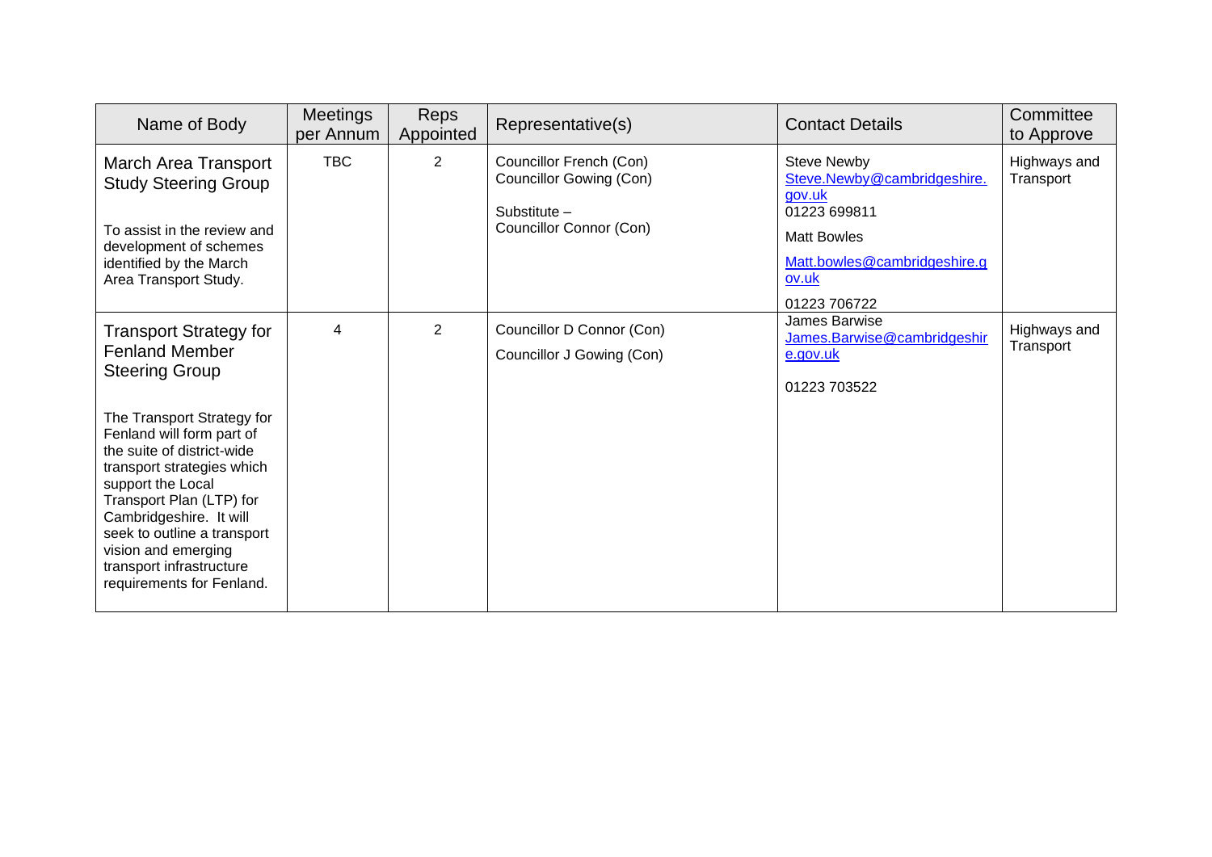| Name of Body | Meetings per Annum | Reps Appointed | Representative(s) | Contact Details | Committee to Approve |
|---|---|---|---|---|---|
| **March Area Transport Study Steering Group**<br><br>To assist in the review and development of schemes identified by the March Area Transport Study. | TBC | 2 | Councillor French (Con)<br>Councillor Gowing (Con)<br><br>Substitute –<br>Councillor Connor (Con) | Steve Newby<br>Steve.Newby@cambridgeshire.gov.uk<br>01223 699811<br>Matt Bowles<br>Matt.bowles@cambridgeshire.gov.uk<br>01223 706722 | Highways and Transport |
| **Transport Strategy for Fenland Member Steering Group**<br><br>The Transport Strategy for Fenland will form part of the suite of district-wide transport strategies which support the Local Transport Plan (LTP) for Cambridgeshire. It will seek to outline a transport vision and emerging transport infrastructure requirements for Fenland. | 4 | 2 | Councillor D Connor (Con)<br>Councillor J Gowing (Con) | James Barwise<br>James.Barwise@cambridgeshire.gov.uk<br><br>01223 703522 | Highways and Transport |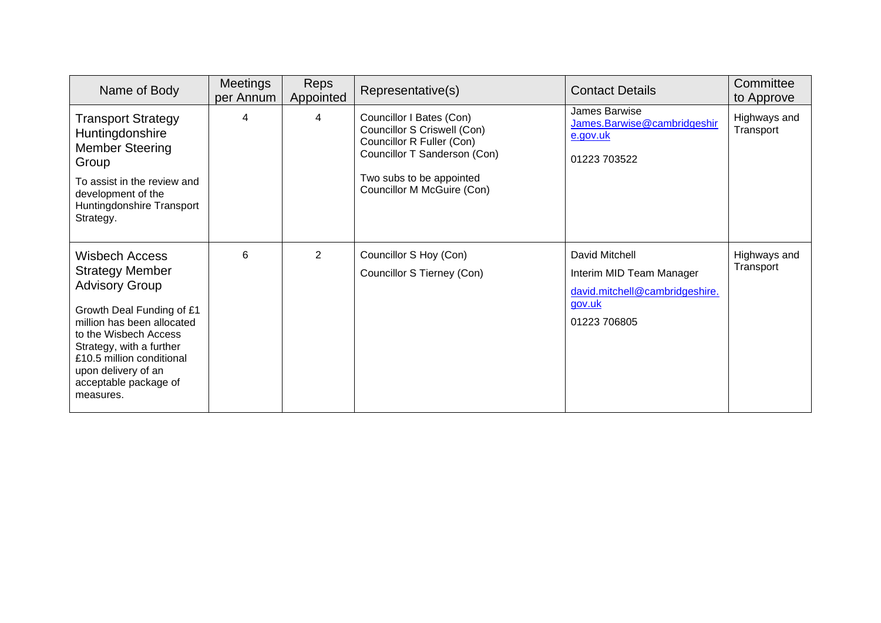| Name of Body | Meetings per Annum | Reps Appointed | Representative(s) | Contact Details | Committee to Approve |
|---|---|---|---|---|---|
| **Transport Strategy Huntingdonshire Member Steering Group**<br><br>To assist in the review and development of the Huntingdonshire Transport Strategy. | 4 | 4 | Councillor I Bates (Con)<br>Councillor S Criswell (Con)<br>Councillor R Fuller (Con)<br>Councillor T Sanderson (Con)<br><br>Two subs to be appointed<br>Councillor M McGuire (Con) | James Barwise<br>James.Barwise@cambridgeshire.gov.uk<br><br>01223 703522 | Highways and Transport |
| **Wisbech Access Strategy Member Advisory Group**<br><br>Growth Deal Funding of £1 million has been allocated to the Wisbech Access Strategy, with a further £10.5 million conditional upon delivery of an acceptable package of measures. | 6 | 2 | Councillor S Hoy (Con)<br>Councillor S Tierney (Con) | David Mitchell<br>Interim MID Team Manager<br>david.mitchell@cambridgeshire.gov.uk<br>01223 706805 | Highways and Transport |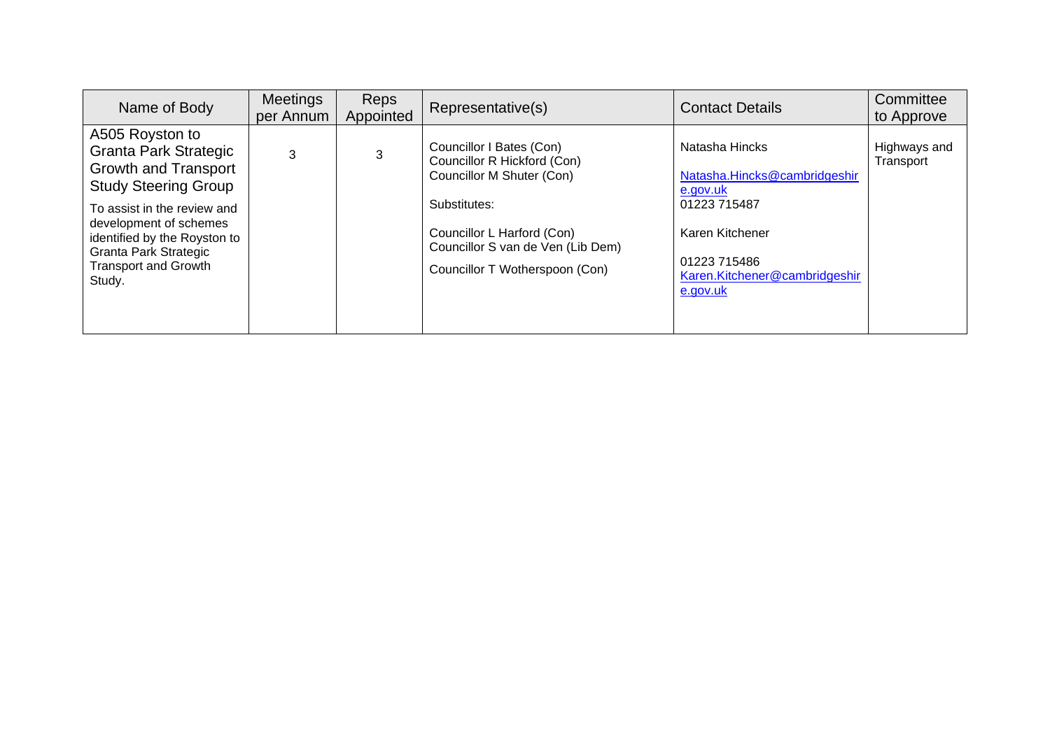| Name of Body | Meetings per Annum | Reps Appointed | Representative(s) | Contact Details | Committee to Approve |
| --- | --- | --- | --- | --- | --- |
| A505 Royston to Granta Park Strategic Growth and Transport Study Steering Group<br><br>To assist in the review and development of schemes identified by the Royston to Granta Park Strategic Transport and Growth Study. | 3 | 3 | Councillor I Bates (Con)<br>Councillor R Hickford (Con)<br>Councillor M Shuter (Con)<br><br>Substitutes:<br><br>Councillor L Harford (Con)<br>Councillor S van de Ven (Lib Dem)<br><br>Councillor T Wotherspoon (Con) | Natasha Hincks<br><br>Natasha.Hincks@cambridgeshire.gov.uk<br>01223 715487<br><br>Karen Kitchener<br><br>01223 715486<br>Karen.Kitchener@cambridgeshire.gov.uk | Highways and Transport |